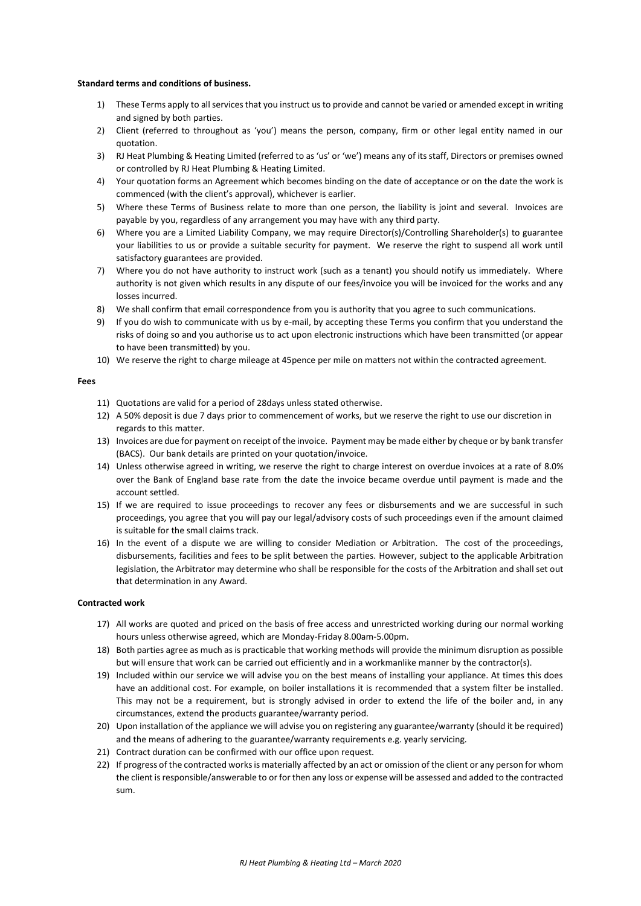**Standard terms and conditions of business.**

1) These Terms apply to all services that you instruct us to provide and cannot be varied or amended except in writing and signed by both parties.
2) Client (referred to throughout as 'you') means the person, company, firm or other legal entity named in our quotation.
3) RJ Heat Plumbing & Heating Limited (referred to as 'us' or 'we') means any of its staff, Directors or premises owned or controlled by RJ Heat Plumbing & Heating Limited.
4) Your quotation forms an Agreement which becomes binding on the date of acceptance or on the date the work is commenced (with the client's approval), whichever is earlier.
5) Where these Terms of Business relate to more than one person, the liability is joint and several. Invoices are payable by you, regardless of any arrangement you may have with any third party.
6) Where you are a Limited Liability Company, we may require Director(s)/Controlling Shareholder(s) to guarantee your liabilities to us or provide a suitable security for payment. We reserve the right to suspend all work until satisfactory guarantees are provided.
7) Where you do not have authority to instruct work (such as a tenant) you should notify us immediately. Where authority is not given which results in any dispute of our fees/invoice you will be invoiced for the works and any losses incurred.
8) We shall confirm that email correspondence from you is authority that you agree to such communications.
9) If you do wish to communicate with us by e-mail, by accepting these Terms you confirm that you understand the risks of doing so and you authorise us to act upon electronic instructions which have been transmitted (or appear to have been transmitted) by you.
10) We reserve the right to charge mileage at 45pence per mile on matters not within the contracted agreement.

**Fees**

11) Quotations are valid for a period of 28days unless stated otherwise.
12) A 50% deposit is due 7 days prior to commencement of works, but we reserve the right to use our discretion in regards to this matter.
13) Invoices are due for payment on receipt of the invoice. Payment may be made either by cheque or by bank transfer (BACS). Our bank details are printed on your quotation/invoice.
14) Unless otherwise agreed in writing, we reserve the right to charge interest on overdue invoices at a rate of 8.0% over the Bank of England base rate from the date the invoice became overdue until payment is made and the account settled.
15) If we are required to issue proceedings to recover any fees or disbursements and we are successful in such proceedings, you agree that you will pay our legal/advisory costs of such proceedings even if the amount claimed is suitable for the small claims track.
16) In the event of a dispute we are willing to consider Mediation or Arbitration. The cost of the proceedings, disbursements, facilities and fees to be split between the parties. However, subject to the applicable Arbitration legislation, the Arbitrator may determine who shall be responsible for the costs of the Arbitration and shall set out that determination in any Award.

**Contracted work**

17) All works are quoted and priced on the basis of free access and unrestricted working during our normal working hours unless otherwise agreed, which are Monday-Friday 8.00am-5.00pm.
18) Both parties agree as much as is practicable that working methods will provide the minimum disruption as possible but will ensure that work can be carried out efficiently and in a workmanlike manner by the contractor(s).
19) Included within our service we will advise you on the best means of installing your appliance. At times this does have an additional cost. For example, on boiler installations it is recommended that a system filter be installed. This may not be a requirement, but is strongly advised in order to extend the life of the boiler and, in any circumstances, extend the products guarantee/warranty period.
20) Upon installation of the appliance we will advise you on registering any guarantee/warranty (should it be required) and the means of adhering to the guarantee/warranty requirements e.g. yearly servicing.
21) Contract duration can be confirmed with our office upon request.
22) If progress of the contracted works is materially affected by an act or omission of the client or any person for whom the client is responsible/answerable to or for then any loss or expense will be assessed and added to the contracted sum.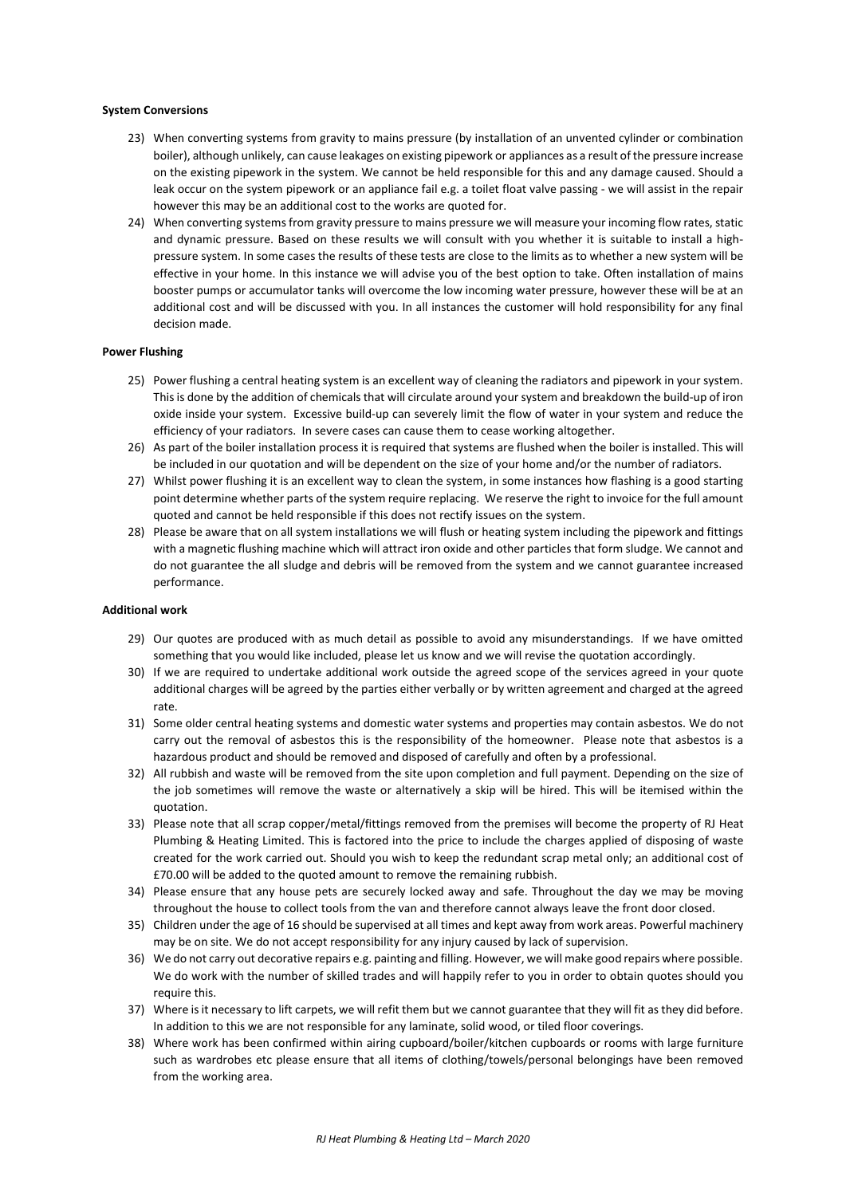**System Conversions**

23) When converting systems from gravity to mains pressure (by installation of an unvented cylinder or combination boiler), although unlikely, can cause leakages on existing pipework or appliances as a result of the pressure increase on the existing pipework in the system. We cannot be held responsible for this and any damage caused. Should a leak occur on the system pipework or an appliance fail e.g. a toilet float valve passing - we will assist in the repair however this may be an additional cost to the works are quoted for.
24) When converting systems from gravity pressure to mains pressure we will measure your incoming flow rates, static and dynamic pressure. Based on these results we will consult with you whether it is suitable to install a high-pressure system. In some cases the results of these tests are close to the limits as to whether a new system will be effective in your home. In this instance we will advise you of the best option to take. Often installation of mains booster pumps or accumulator tanks will overcome the low incoming water pressure, however these will be at an additional cost and will be discussed with you. In all instances the customer will hold responsibility for any final decision made.

**Power Flushing**

25) Power flushing a central heating system is an excellent way of cleaning the radiators and pipework in your system. This is done by the addition of chemicals that will circulate around your system and breakdown the build-up of iron oxide inside your system. Excessive build-up can severely limit the flow of water in your system and reduce the efficiency of your radiators. In severe cases can cause them to cease working altogether.
26) As part of the boiler installation process it is required that systems are flushed when the boiler is installed. This will be included in our quotation and will be dependent on the size of your home and/or the number of radiators.
27) Whilst power flushing it is an excellent way to clean the system, in some instances how flashing is a good starting point determine whether parts of the system require replacing. We reserve the right to invoice for the full amount quoted and cannot be held responsible if this does not rectify issues on the system.
28) Please be aware that on all system installations we will flush or heating system including the pipework and fittings with a magnetic flushing machine which will attract iron oxide and other particles that form sludge. We cannot and do not guarantee the all sludge and debris will be removed from the system and we cannot guarantee increased performance.

**Additional work**

29) Our quotes are produced with as much detail as possible to avoid any misunderstandings. If we have omitted something that you would like included, please let us know and we will revise the quotation accordingly.
30) If we are required to undertake additional work outside the agreed scope of the services agreed in your quote additional charges will be agreed by the parties either verbally or by written agreement and charged at the agreed rate.
31) Some older central heating systems and domestic water systems and properties may contain asbestos. We do not carry out the removal of asbestos this is the responsibility of the homeowner. Please note that asbestos is a hazardous product and should be removed and disposed of carefully and often by a professional.
32) All rubbish and waste will be removed from the site upon completion and full payment. Depending on the size of the job sometimes will remove the waste or alternatively a skip will be hired. This will be itemised within the quotation.
33) Please note that all scrap copper/metal/fittings removed from the premises will become the property of RJ Heat Plumbing & Heating Limited. This is factored into the price to include the charges applied of disposing of waste created for the work carried out. Should you wish to keep the redundant scrap metal only; an additional cost of £70.00 will be added to the quoted amount to remove the remaining rubbish.
34) Please ensure that any house pets are securely locked away and safe. Throughout the day we may be moving throughout the house to collect tools from the van and therefore cannot always leave the front door closed.
35) Children under the age of 16 should be supervised at all times and kept away from work areas. Powerful machinery may be on site. We do not accept responsibility for any injury caused by lack of supervision.
36) We do not carry out decorative repairs e.g. painting and filling. However, we will make good repairs where possible. We do work with the number of skilled trades and will happily refer to you in order to obtain quotes should you require this.
37) Where is it necessary to lift carpets, we will refit them but we cannot guarantee that they will fit as they did before. In addition to this we are not responsible for any laminate, solid wood, or tiled floor coverings.
38) Where work has been confirmed within airing cupboard/boiler/kitchen cupboards or rooms with large furniture such as wardrobes etc please ensure that all items of clothing/towels/personal belongings have been removed from the working area.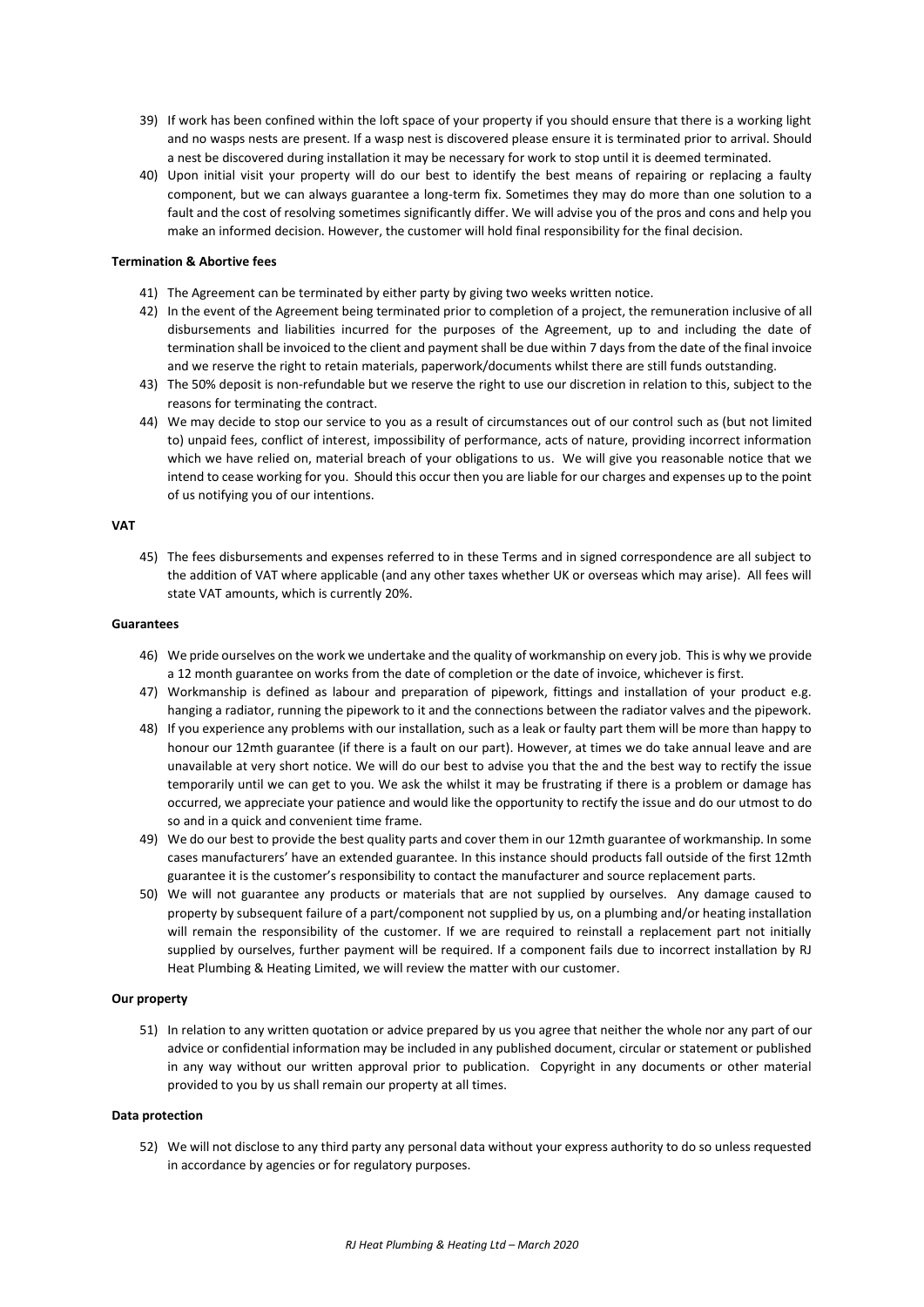39) If work has been confined within the loft space of your property if you should ensure that there is a working light and no wasps nests are present. If a wasp nest is discovered please ensure it is terminated prior to arrival. Should a nest be discovered during installation it may be necessary for work to stop until it is deemed terminated.
40) Upon initial visit your property will do our best to identify the best means of repairing or replacing a faulty component, but we can always guarantee a long-term fix. Sometimes they may do more than one solution to a fault and the cost of resolving sometimes significantly differ. We will advise you of the pros and cons and help you make an informed decision. However, the customer will hold final responsibility for the final decision.

**Termination & Abortive fees**

41) The Agreement can be terminated by either party by giving two weeks written notice.
42) In the event of the Agreement being terminated prior to completion of a project, the remuneration inclusive of all disbursements and liabilities incurred for the purposes of the Agreement, up to and including the date of termination shall be invoiced to the client and payment shall be due within 7 days from the date of the final invoice and we reserve the right to retain materials, paperwork/documents whilst there are still funds outstanding.
43) The 50% deposit is non-refundable but we reserve the right to use our discretion in relation to this, subject to the reasons for terminating the contract.
44) We may decide to stop our service to you as a result of circumstances out of our control such as (but not limited to) unpaid fees, conflict of interest, impossibility of performance, acts of nature, providing incorrect information which we have relied on, material breach of your obligations to us. We will give you reasonable notice that we intend to cease working for you. Should this occur then you are liable for our charges and expenses up to the point of us notifying you of our intentions.

**VAT**

45) The fees disbursements and expenses referred to in these Terms and in signed correspondence are all subject to the addition of VAT where applicable (and any other taxes whether UK or overseas which may arise). All fees will state VAT amounts, which is currently 20%.

**Guarantees**

46) We pride ourselves on the work we undertake and the quality of workmanship on every job. This is why we provide a 12 month guarantee on works from the date of completion or the date of invoice, whichever is first.
47) Workmanship is defined as labour and preparation of pipework, fittings and installation of your product e.g. hanging a radiator, running the pipework to it and the connections between the radiator valves and the pipework.
48) If you experience any problems with our installation, such as a leak or faulty part them will be more than happy to honour our 12mth guarantee (if there is a fault on our part). However, at times we do take annual leave and are unavailable at very short notice. We will do our best to advise you that the and the best way to rectify the issue temporarily until we can get to you. We ask the whilst it may be frustrating if there is a problem or damage has occurred, we appreciate your patience and would like the opportunity to rectify the issue and do our utmost to do so and in a quick and convenient time frame.
49) We do our best to provide the best quality parts and cover them in our 12mth guarantee of workmanship. In some cases manufacturers' have an extended guarantee. In this instance should products fall outside of the first 12mth guarantee it is the customer's responsibility to contact the manufacturer and source replacement parts.
50) We will not guarantee any products or materials that are not supplied by ourselves. Any damage caused to property by subsequent failure of a part/component not supplied by us, on a plumbing and/or heating installation will remain the responsibility of the customer. If we are required to reinstall a replacement part not initially supplied by ourselves, further payment will be required. If a component fails due to incorrect installation by RJ Heat Plumbing & Heating Limited, we will review the matter with our customer.

**Our property**

51) In relation to any written quotation or advice prepared by us you agree that neither the whole nor any part of our advice or confidential information may be included in any published document, circular or statement or published in any way without our written approval prior to publication. Copyright in any documents or other material provided to you by us shall remain our property at all times.

**Data protection**

52) We will not disclose to any third party any personal data without your express authority to do so unless requested in accordance by agencies or for regulatory purposes.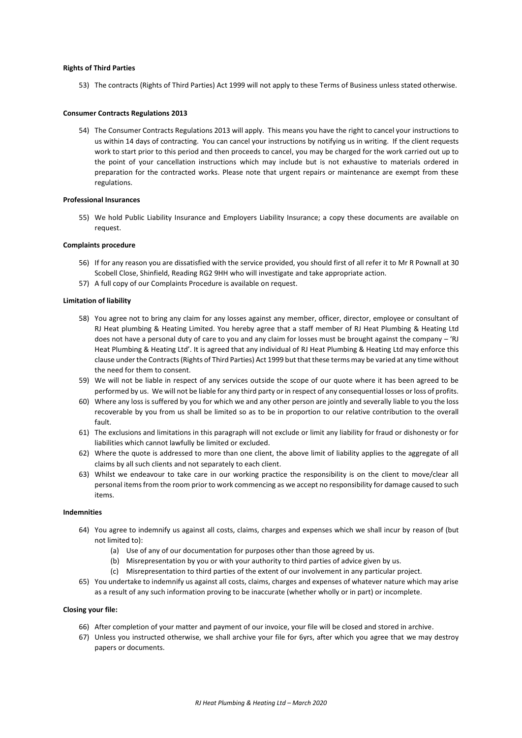**Rights of Third Parties**

53) The contracts (Rights of Third Parties) Act 1999 will not apply to these Terms of Business unless stated otherwise.

**Consumer Contracts Regulations 2013**

54) The Consumer Contracts Regulations 2013 will apply. This means you have the right to cancel your instructions to us within 14 days of contracting. You can cancel your instructions by notifying us in writing. If the client requests work to start prior to this period and then proceeds to cancel, you may be charged for the work carried out up to the point of your cancellation instructions which may include but is not exhaustive to materials ordered in preparation for the contracted works. Please note that urgent repairs or maintenance are exempt from these regulations.

**Professional Insurances**

55) We hold Public Liability Insurance and Employers Liability Insurance; a copy these documents are available on request.

**Complaints procedure**

56) If for any reason you are dissatisfied with the service provided, you should first of all refer it to Mr R Pownall at 30 Scobell Close, Shinfield, Reading RG2 9HH who will investigate and take appropriate action.
57) A full copy of our Complaints Procedure is available on request.

**Limitation of liability**

58) You agree not to bring any claim for any losses against any member, officer, director, employee or consultant of RJ Heat plumbing & Heating Limited. You hereby agree that a staff member of RJ Heat Plumbing & Heating Ltd does not have a personal duty of care to you and any claim for losses must be brought against the company – 'RJ Heat Plumbing & Heating Ltd'. It is agreed that any individual of RJ Heat Plumbing & Heating Ltd may enforce this clause under the Contracts (Rights of Third Parties) Act 1999 but that these terms may be varied at any time without the need for them to consent.
59) We will not be liable in respect of any services outside the scope of our quote where it has been agreed to be performed by us. We will not be liable for any third party or in respect of any consequential losses or loss of profits.
60) Where any loss is suffered by you for which we and any other person are jointly and severally liable to you the loss recoverable by you from us shall be limited so as to be in proportion to our relative contribution to the overall fault.
61) The exclusions and limitations in this paragraph will not exclude or limit any liability for fraud or dishonesty or for liabilities which cannot lawfully be limited or excluded.
62) Where the quote is addressed to more than one client, the above limit of liability applies to the aggregate of all claims by all such clients and not separately to each client.
63) Whilst we endeavour to take care in our working practice the responsibility is on the client to move/clear all personal items from the room prior to work commencing as we accept no responsibility for damage caused to such items.

**Indemnities**

64) You agree to indemnify us against all costs, claims, charges and expenses which we shall incur by reason of (but not limited to):
    (a) Use of any of our documentation for purposes other than those agreed by us.
    (b) Misrepresentation by you or with your authority to third parties of advice given by us.
    (c) Misrepresentation to third parties of the extent of our involvement in any particular project.
65) You undertake to indemnify us against all costs, claims, charges and expenses of whatever nature which may arise as a result of any such information proving to be inaccurate (whether wholly or in part) or incomplete.

**Closing your file:**

66) After completion of your matter and payment of our invoice, your file will be closed and stored in archive.
67) Unless you instructed otherwise, we shall archive your file for 6yrs, after which you agree that we may destroy papers or documents.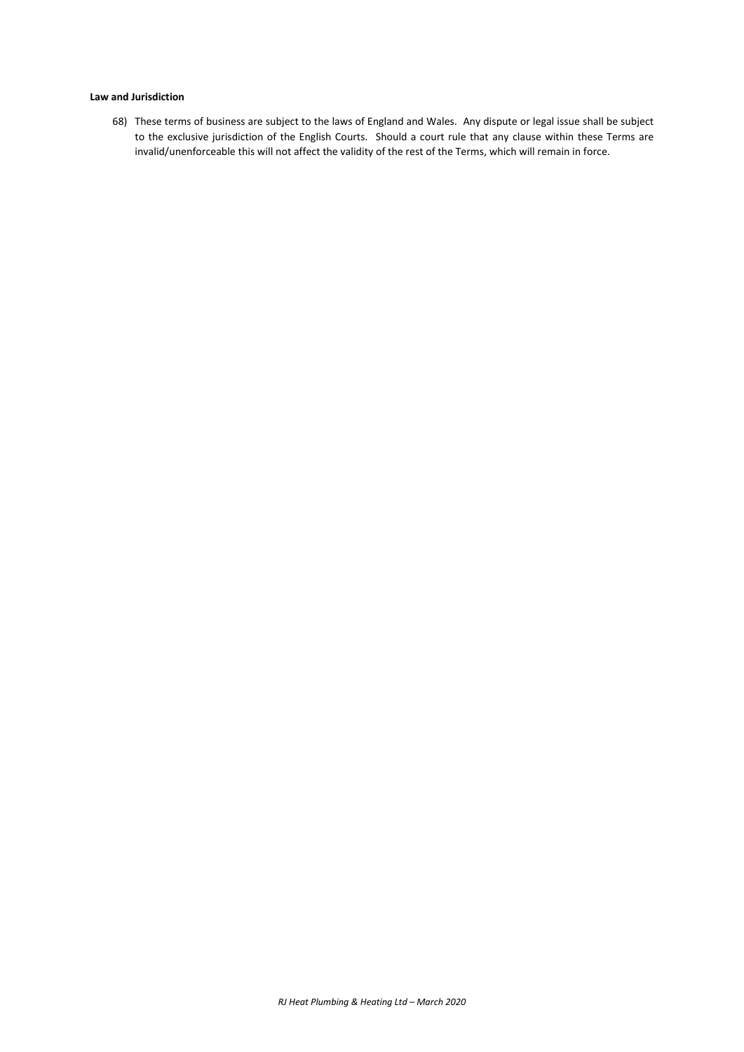**Law and Jurisdiction**

68) These terms of business are subject to the laws of England and Wales. Any dispute or legal issue shall be subject to the exclusive jurisdiction of the English Courts. Should a court rule that any clause within these Terms are invalid/unenforceable this will not affect the validity of the rest of the Terms, which will remain in force.